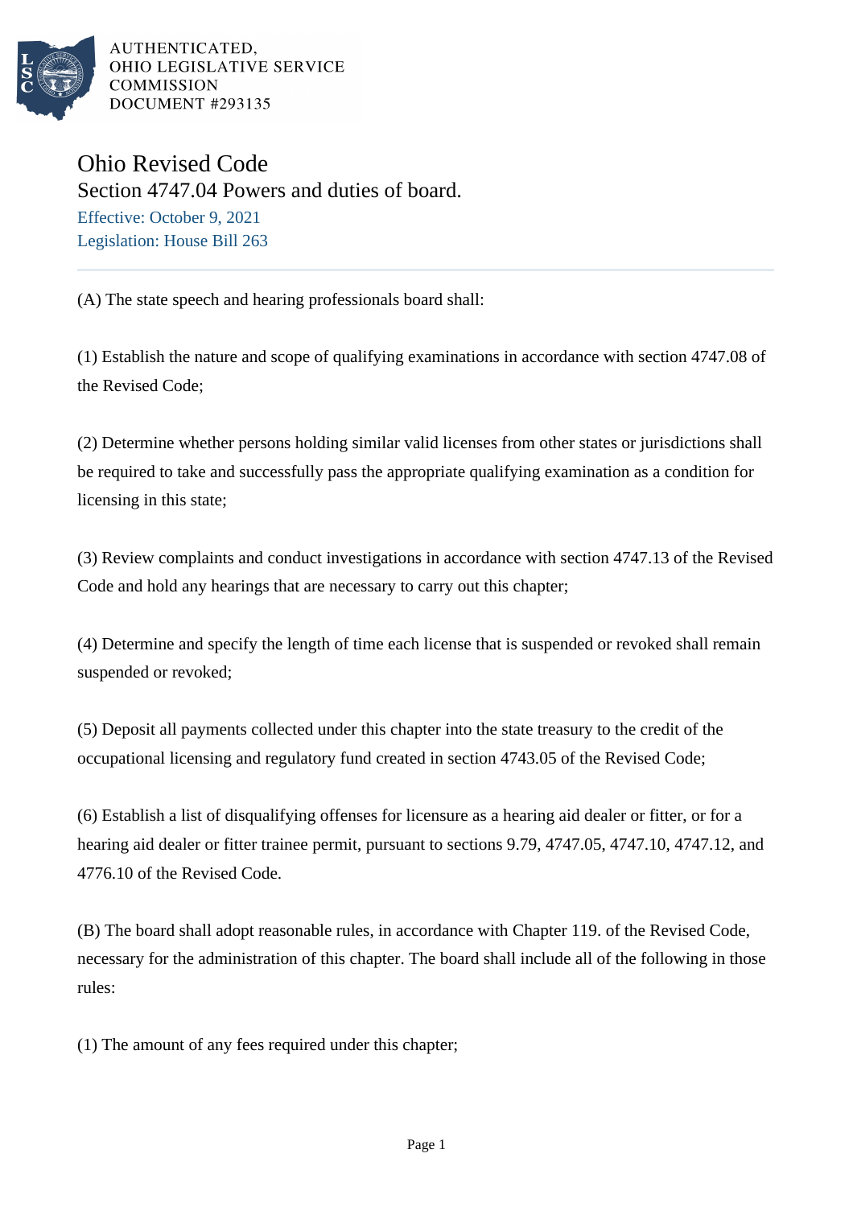AUTHENTICATED,
OHIO LEGISLATIVE SERVICE
COMMISSION
DOCUMENT #293135

# Ohio Revised Code

## Section 4747.04 Powers and duties of board.

Effective: October 9, 2021

Legislation: House Bill 263

(A) The state speech and hearing professionals board shall:

(1) Establish the nature and scope of qualifying examinations in accordance with section 4747.08 of the Revised Code;

(2) Determine whether persons holding similar valid licenses from other states or jurisdictions shall be required to take and successfully pass the appropriate qualifying examination as a condition for licensing in this state;

(3) Review complaints and conduct investigations in accordance with section 4747.13 of the Revised Code and hold any hearings that are necessary to carry out this chapter;

(4) Determine and specify the length of time each license that is suspended or revoked shall remain suspended or revoked;

(5) Deposit all payments collected under this chapter into the state treasury to the credit of the occupational licensing and regulatory fund created in section 4743.05 of the Revised Code;

(6) Establish a list of disqualifying offenses for licensure as a hearing aid dealer or fitter, or for a hearing aid dealer or fitter trainee permit, pursuant to sections 9.79, 4747.05, 4747.10, 4747.12, and 4776.10 of the Revised Code.

(B) The board shall adopt reasonable rules, in accordance with Chapter 119. of the Revised Code, necessary for the administration of this chapter. The board shall include all of the following in those rules:

(1) The amount of any fees required under this chapter;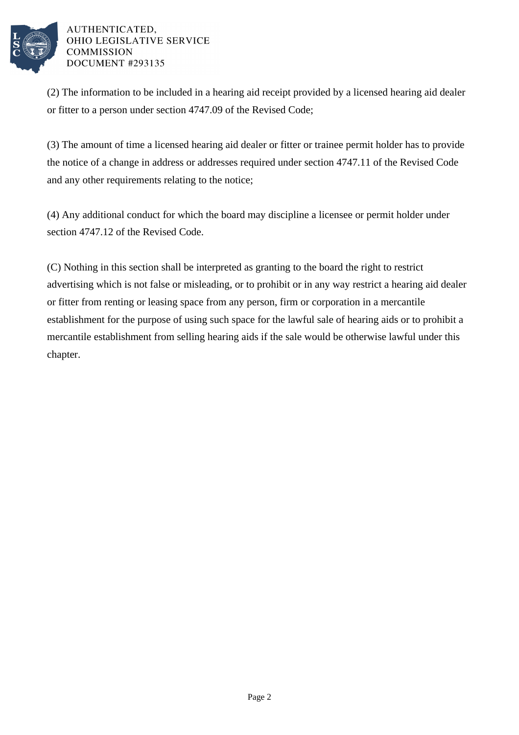(2) The information to be included in a hearing aid receipt provided by a licensed hearing aid dealer or fitter to a person under section 4747.09 of the Revised Code;

(3) The amount of time a licensed hearing aid dealer or fitter or trainee permit holder has to provide the notice of a change in address or addresses required under section 4747.11 of the Revised Code and any other requirements relating to the notice;

(4) Any additional conduct for which the board may discipline a licensee or permit holder under section 4747.12 of the Revised Code.

(C) Nothing in this section shall be interpreted as granting to the board the right to restrict advertising which is not false or misleading, or to prohibit or in any way restrict a hearing aid dealer or fitter from renting or leasing space from any person, firm or corporation in a mercantile establishment for the purpose of using such space for the lawful sale of hearing aids or to prohibit a mercantile establishment from selling hearing aids if the sale would be otherwise lawful under this chapter.